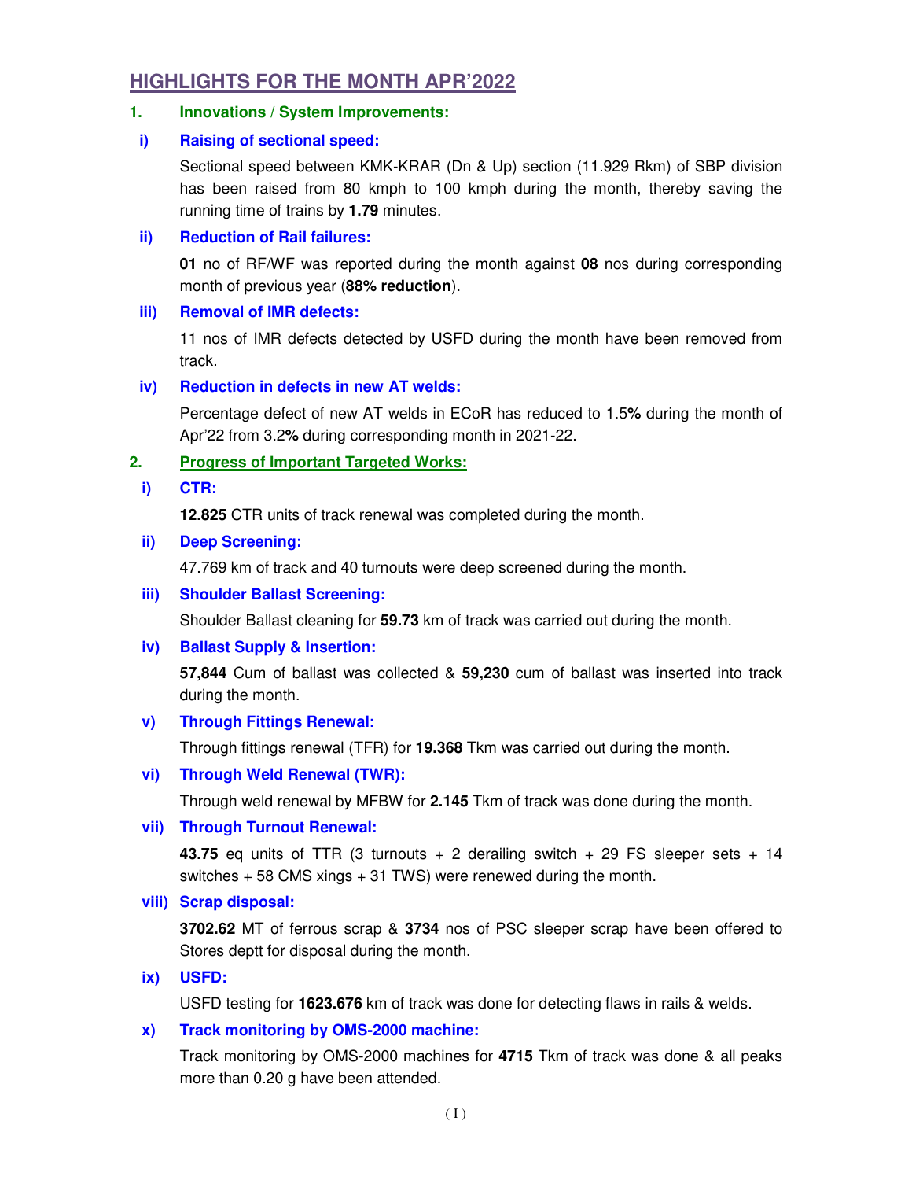# HIGHLIGHTS FOR THE MONTH APR'2022

## 1. Innovations / System Improvements:

### i) Raising of sectional speed:

Sectional speed between KMK-KRAR (Dn & Up) section (11.929 Rkm) of SBP division has been raised from 80 kmph to 100 kmph during the month, thereby saving the running time of trains by **1.79** minutes.

### ii) Reduction of Rail failures:

**01** no of RF/WF was reported during the month against **08** nos during corresponding month of previous year (**88% reduction**).

### iii) Removal of IMR defects:

11 nos of IMR defects detected by USFD during the month have been removed from track.

### iv) Reduction in defects in new AT welds:

Percentage defect of new AT welds in ECoR has reduced to 1.5**%** during the month of Apr'22 from 3.2**%** during corresponding month in 2021-22.

## 2. Progress of Important Targeted Works:

### i) CTR:

**12.825** CTR units of track renewal was completed during the month.

### ii) Deep Screening:

47.769 km of track and 40 turnouts were deep screened during the month.

### iii) Shoulder Ballast Screening:

Shoulder Ballast cleaning for **59.73** km of track was carried out during the month.

### iv) Ballast Supply & Insertion:

**57,844** Cum of ballast was collected & **59,230** cum of ballast was inserted into track during the month.

### v) Through Fittings Renewal:

Through fittings renewal (TFR) for **19.368** Tkm was carried out during the month.

### vi) Through Weld Renewal (TWR):

Through weld renewal by MFBW for **2.145** Tkm of track was done during the month.

### vii) Through Turnout Renewal:

**43.75** eq units of TTR (3 turnouts + 2 derailing switch + 29 FS sleeper sets + 14 switches + 58 CMS xings + 31 TWS) were renewed during the month.

### viii) Scrap disposal:

**3702.62** MT of ferrous scrap & **3734** nos of PSC sleeper scrap have been offered to Stores deptt for disposal during the month.

### ix) USFD:

USFD testing for **1623.676** km of track was done for detecting flaws in rails & welds.

### x) Track monitoring by OMS-2000 machine:

Track monitoring by OMS-2000 machines for **4715** Tkm of track was done & all peaks more than 0.20 g have been attended.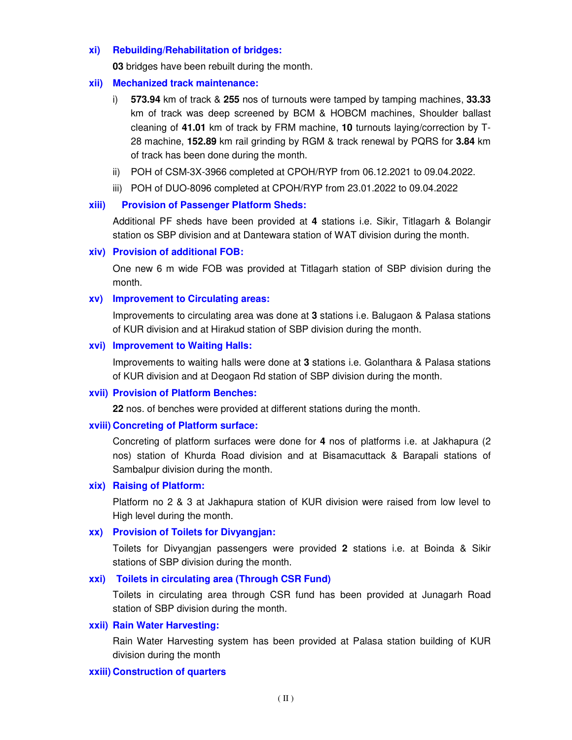### xi) Rebuilding/Rehabilitation of bridges:

**03** bridges have been rebuilt during the month.

### xii) Mechanized track maintenance:

i) **573.94** km of track & **255** nos of turnouts were tamped by tamping machines, **33.33** km of track was deep screened by BCM & HOBCM machines, Shoulder ballast cleaning of **41.01** km of track by FRM machine, **10** turnouts laying/correction by T-28 machine, **152.89** km rail grinding by RGM & track renewal by PQRS for **3.84** km of track has been done during the month.

ii) POH of CSM-3X-3966 completed at CPOH/RYP from 06.12.2021 to 09.04.2022.

iii) POH of DUO-8096 completed at CPOH/RYP from 23.01.2022 to 09.04.2022

### xiii) Provision of Passenger Platform Sheds:

Additional PF sheds have been provided at **4** stations i.e. Sikir, Titlagarh & Bolangir station os SBP division and at Dantewara station of WAT division during the month.

### xiv) Provision of additional FOB:

One new 6 m wide FOB was provided at Titlagarh station of SBP division during the month.

### xv) Improvement to Circulating areas:

Improvements to circulating area was done at **3** stations i.e. Balugaon & Palasa stations of KUR division and at Hirakud station of SBP division during the month.

### xvi) Improvement to Waiting Halls:

Improvements to waiting halls were done at **3** stations i.e. Golanthara & Palasa stations of KUR division and at Deogaon Rd station of SBP division during the month.

### xvii) Provision of Platform Benches:

**22** nos. of benches were provided at different stations during the month.

### xviii) Concreting of Platform surface:

Concreting of platform surfaces were done for **4** nos of platforms i.e. at Jakhapura (2 nos) station of Khurda Road division and at Bisamacuttack & Barapali stations of Sambalpur division during the month.

### xix) Raising of Platform:

Platform no 2 & 3 at Jakhapura station of KUR division were raised from low level to High level during the month.

### xx) Provision of Toilets for Divyangjan:

Toilets for Divyangjan passengers were provided **2** stations i.e. at Boinda & Sikir stations of SBP division during the month.

### xxi) Toilets in circulating area (Through CSR Fund)

Toilets in circulating area through CSR fund has been provided at Junagarh Road station of SBP division during the month.

### xxii) Rain Water Harvesting:

Rain Water Harvesting system has been provided at Palasa station building of KUR division during the month

### xxiii) Construction of quarters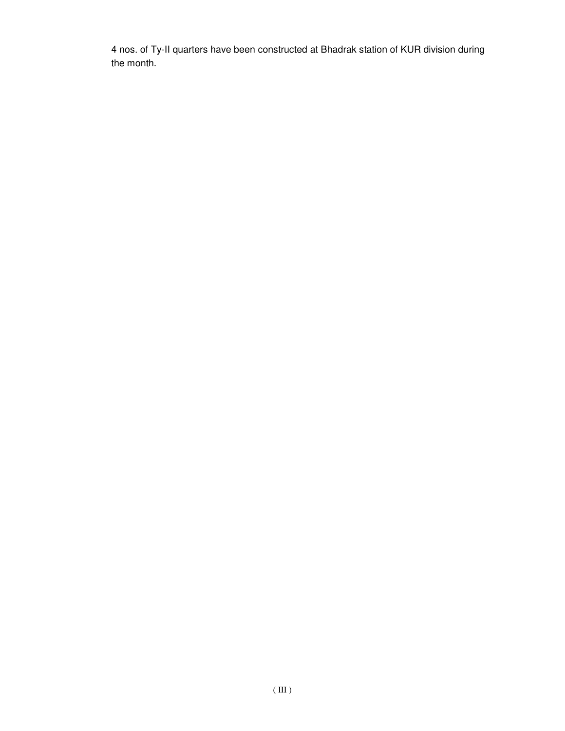4 nos. of Ty-II quarters have been constructed at Bhadrak station of KUR division during the month.